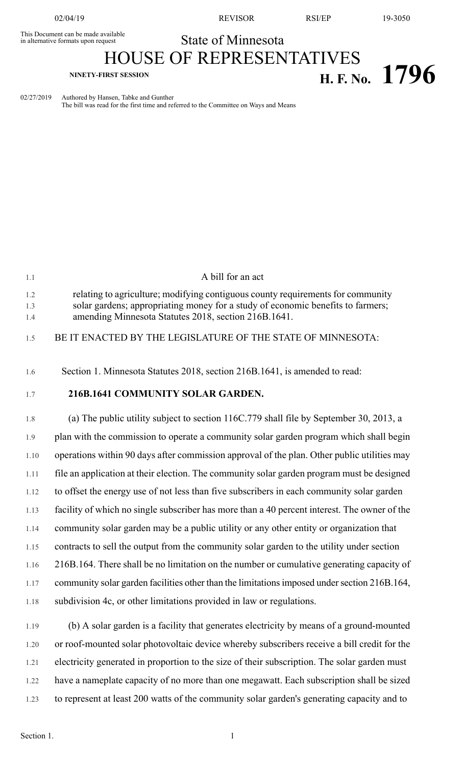This Document can be made available in alternative formats upon request

State of Minnesota

# HOUSE OF REPRESENTATIVES

**NINETY-FIRST SESSION**

**H. F. No. 1796**

02/27/2019 Authored by Hansen, Tabke and Gunther
The bill was read for the first time and referred to the Committee on Ways and Means

A bill for an act

relating to agriculture; modifying contiguous county requirements for community solar gardens; appropriating money for a study of economic benefits to farmers; amending Minnesota Statutes 2018, section 216B.1641.

BE IT ENACTED BY THE LEGISLATURE OF THE STATE OF MINNESOTA:

Section 1. Minnesota Statutes 2018, section 216B.1641, is amended to read:

**216B.1641 COMMUNITY SOLAR GARDEN.**

(a) The public utility subject to section 116C.779 shall file by September 30, 2013, a plan with the commission to operate a community solar garden program which shall begin operations within 90 days after commission approval of the plan. Other public utilities may file an application at their election. The community solar garden program must be designed to offset the energy use of not less than five subscribers in each community solar garden facility of which no single subscriber has more than a 40 percent interest. The owner of the community solar garden may be a public utility or any other entity or organization that contracts to sell the output from the community solar garden to the utility under section 216B.164. There shall be no limitation on the number or cumulative generating capacity of community solar garden facilities other than the limitations imposed under section 216B.164, subdivision 4c, or other limitations provided in law or regulations.

(b) A solar garden is a facility that generates electricity by means of a ground-mounted or roof-mounted solar photovoltaic device whereby subscribers receive a bill credit for the electricity generated in proportion to the size of their subscription. The solar garden must have a nameplate capacity of no more than one megawatt. Each subscription shall be sized to represent at least 200 watts of the community solar garden's generating capacity and to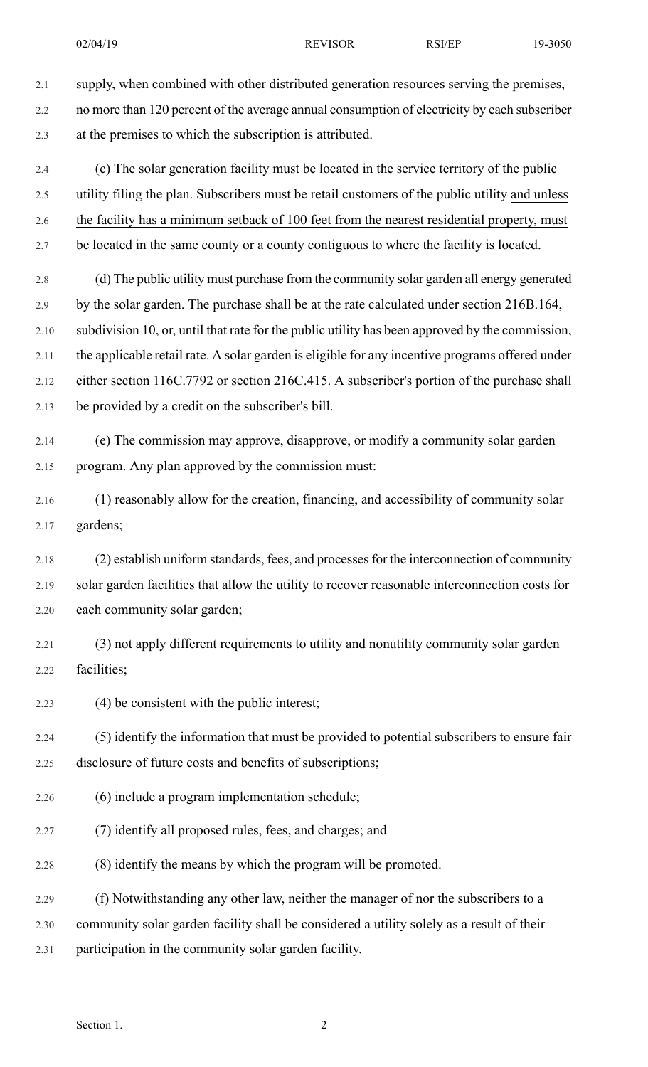supply, when combined with other distributed generation resources serving the premises, no more than 120 percent of the average annual consumption of electricity by each subscriber at the premises to which the subscription is attributed.

(c) The solar generation facility must be located in the service territory of the public utility filing the plan. Subscribers must be retail customers of the public utility and unless the facility has a minimum setback of 100 feet from the nearest residential property, must be located in the same county or a county contiguous to where the facility is located.

(d) The public utility must purchase from the community solar garden all energy generated by the solar garden. The purchase shall be at the rate calculated under section 216B.164, subdivision 10, or, until that rate for the public utility has been approved by the commission, the applicable retail rate. A solar garden is eligible for any incentive programs offered under either section 116C.7792 or section 216C.415. A subscriber's portion of the purchase shall be provided by a credit on the subscriber's bill.

(e) The commission may approve, disapprove, or modify a community solar garden program. Any plan approved by the commission must:

(1) reasonably allow for the creation, financing, and accessibility of community solar gardens;

(2) establish uniform standards, fees, and processes for the interconnection of community solar garden facilities that allow the utility to recover reasonable interconnection costs for each community solar garden;

(3) not apply different requirements to utility and nonutility community solar garden facilities;

(4) be consistent with the public interest;

(5) identify the information that must be provided to potential subscribers to ensure fair disclosure of future costs and benefits of subscriptions;

(6) include a program implementation schedule;

(7) identify all proposed rules, fees, and charges; and

(8) identify the means by which the program will be promoted.

(f) Notwithstanding any other law, neither the manager of nor the subscribers to a community solar garden facility shall be considered a utility solely as a result of their participation in the community solar garden facility.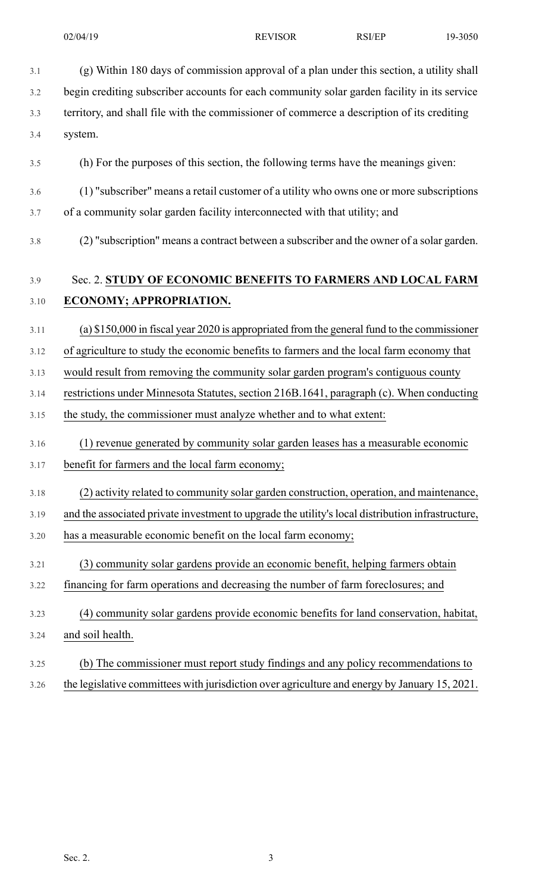(g) Within 180 days of commission approval of a plan under this section, a utility shall begin crediting subscriber accounts for each community solar garden facility in its service territory, and shall file with the commissioner of commerce a description of its crediting system.

(h) For the purposes of this section, the following terms have the meanings given:

(1) "subscriber" means a retail customer of a utility who owns one or more subscriptions of a community solar garden facility interconnected with that utility; and

(2) "subscription" means a contract between a subscriber and the owner of a solar garden.

## Sec. 2. **STUDY OF ECONOMIC BENEFITS TO FARMERS AND LOCAL FARM ECONOMY; APPROPRIATION.**

(a) $150,000 in fiscal year 2020 is appropriated from the general fund to the commissioner of agriculture to study the economic benefits to farmers and the local farm economy that would result from removing the community solar garden program's contiguous county restrictions under Minnesota Statutes, section 216B.1641, paragraph (c). When conducting the study, the commissioner must analyze whether and to what extent:

(1) revenue generated by community solar garden leases has a measurable economic benefit for farmers and the local farm economy;

(2) activity related to community solar garden construction, operation, and maintenance, and the associated private investment to upgrade the utility's local distribution infrastructure, has a measurable economic benefit on the local farm economy;

(3) community solar gardens provide an economic benefit, helping farmers obtain financing for farm operations and decreasing the number of farm foreclosures; and

(4) community solar gardens provide economic benefits for land conservation, habitat, and soil health.

(b) The commissioner must report study findings and any policy recommendations to the legislative committees with jurisdiction over agriculture and energy by January 15, 2021.